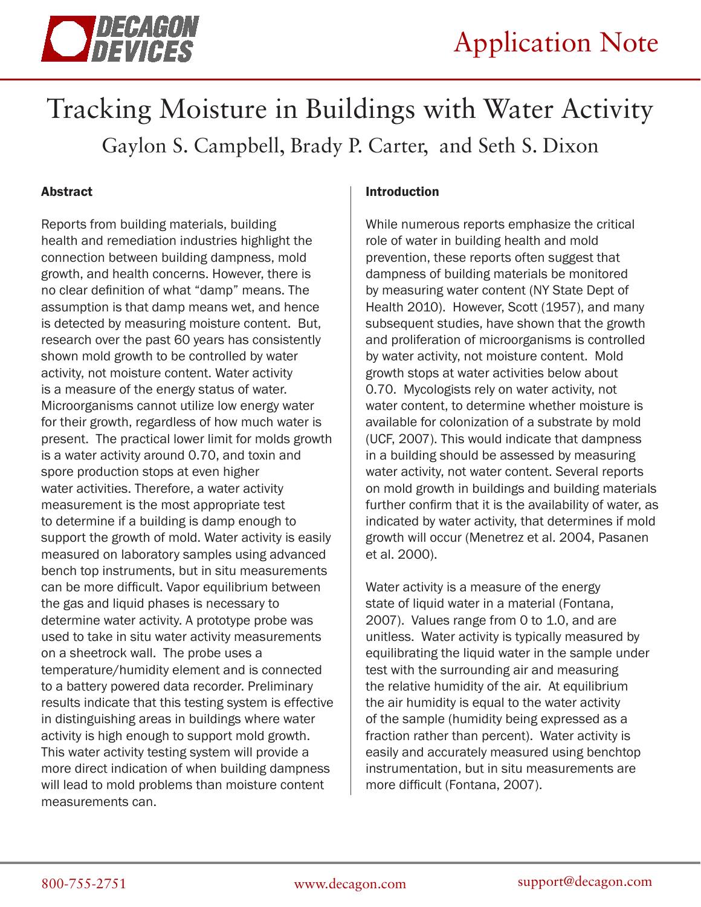# Tracking Moisture in Buildings with Water Activity

Gaylon S. Campbell, Brady P. Carter, and Seth S. Dixon

## Abstract

Reports from building materials, building health and remediation industries highlight the connection between building dampness, mold growth, and health concerns. However, there is no clear definition of what "damp" means. The assumption is that damp means wet, and hence is detected by measuring moisture content. But, research over the past 60 years has consistently shown mold growth to be controlled by water activity, not moisture content. Water activity is a measure of the energy status of water. Microorganisms cannot utilize low energy water for their growth, regardless of how much water is present. The practical lower limit for molds growth is a water activity around 0.70, and toxin and spore production stops at even higher water activities. Therefore, a water activity measurement is the most appropriate test to determine if a building is damp enough to support the growth of mold. Water activity is easily measured on laboratory samples using advanced bench top instruments, but in situ measurements can be more difficult. Vapor equilibrium between the gas and liquid phases is necessary to determine water activity. A prototype probe was used to take in situ water activity measurements on a sheetrock wall. The probe uses a temperature/humidity element and is connected to a battery powered data recorder. Preliminary results indicate that this testing system is effective in distinguishing areas in buildings where water activity is high enough to support mold growth. This water activity testing system will provide a more direct indication of when building dampness will lead to mold problems than moisture content measurements can.

## Introduction

While numerous reports emphasize the critical role of water in building health and mold prevention, these reports often suggest that dampness of building materials be monitored by measuring water content (NY State Dept of Health 2010). However, Scott (1957), and many subsequent studies, have shown that the growth and proliferation of microorganisms is controlled by water activity, not moisture content. Mold growth stops at water activities below about 0.70. Mycologists rely on water activity, not water content, to determine whether moisture is available for colonization of a substrate by mold (UCF, 2007). This would indicate that dampness in a building should be assessed by measuring water activity, not water content. Several reports on mold growth in buildings and building materials further confirm that it is the availability of water, as indicated by water activity, that determines if mold growth will occur (Menetrez et al. 2004, Pasanen et al. 2000).

Water activity is a measure of the energy state of liquid water in a material (Fontana, 2007). Values range from 0 to 1.0, and are unitless. Water activity is typically measured by equilibrating the liquid water in the sample under test with the surrounding air and measuring the relative humidity of the air. At equilibrium the air humidity is equal to the water activity of the sample (humidity being expressed as a fraction rather than percent). Water activity is easily and accurately measured using benchtop instrumentation, but in situ measurements are more difficult (Fontana, 2007).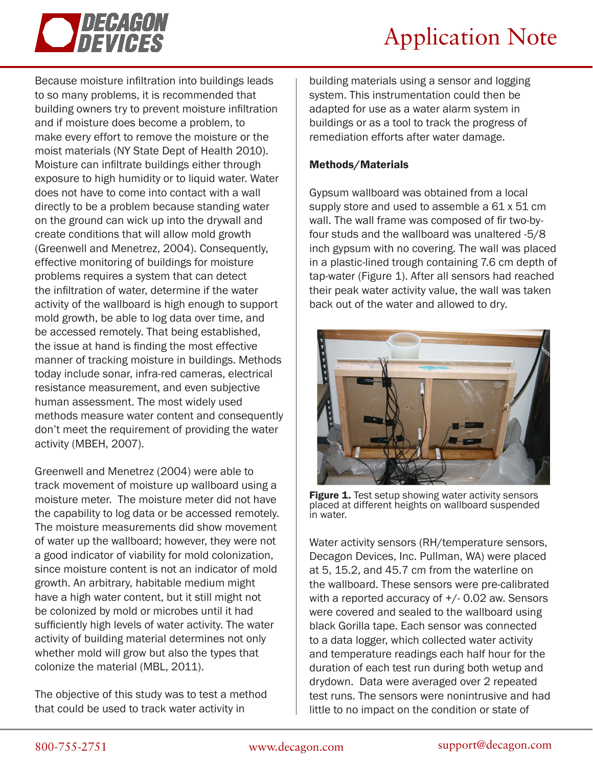Because moisture infiltration into buildings leads to so many problems, it is recommended that building owners try to prevent moisture infiltration and if moisture does become a problem, to make every effort to remove the moisture or the moist materials (NY State Dept of Health 2010). Moisture can infiltrate buildings either through exposure to high humidity or to liquid water. Water does not have to come into contact with a wall directly to be a problem because standing water on the ground can wick up into the drywall and create conditions that will allow mold growth (Greenwell and Menetrez, 2004). Consequently, effective monitoring of buildings for moisture problems requires a system that can detect the infiltration of water, determine if the water activity of the wallboard is high enough to support mold growth, be able to log data over time, and be accessed remotely. That being established, the issue at hand is finding the most effective manner of tracking moisture in buildings. Methods today include sonar, infra-red cameras, electrical resistance measurement, and even subjective human assessment. The most widely used methods measure water content and consequently don't meet the requirement of providing the water activity (MBEH, 2007).

Greenwell and Menetrez (2004) were able to track movement of moisture up wallboard using a moisture meter. The moisture meter did not have the capability to log data or be accessed remotely. The moisture measurements did show movement of water up the wallboard; however, they were not a good indicator of viability for mold colonization, since moisture content is not an indicator of mold growth. An arbitrary, habitable medium might have a high water content, but it still might not be colonized by mold or microbes until it had sufficiently high levels of water activity. The water activity of building material determines not only whether mold will grow but also the types that colonize the material (MBL, 2011).

The objective of this study was to test a method that could be used to track water activity in building materials using a sensor and logging system. This instrumentation could then be adapted for use as a water alarm system in buildings or as a tool to track the progress of remediation efforts after water damage.

**Methods/Materials**

Gypsum wallboard was obtained from a local supply store and used to assemble a 61 x 51 cm wall. The wall frame was composed of fir two-by-four studs and the wallboard was unaltered -5/8 inch gypsum with no covering. The wall was placed in a plastic-lined trough containing 7.6 cm depth of tap-water (Figure 1). After all sensors had reached their peak water activity value, the wall was taken back out of the water and allowed to dry.

**Figure 1.** Test setup showing water activity sensors placed at different heights on wallboard suspended in water.

Water activity sensors (RH/temperature sensors, Decagon Devices, Inc. Pullman, WA) were placed at 5, 15.2, and 45.7 cm from the waterline on the wallboard. These sensors were pre-calibrated with a reported accuracy of +/- 0.02 aw. Sensors were covered and sealed to the wallboard using black Gorilla tape. Each sensor was connected to a data logger, which collected water activity and temperature readings each half hour for the duration of each test run during both wetup and drydown. Data were averaged over 2 repeated test runs. The sensors were nonintrusive and had little to no impact on the condition or state of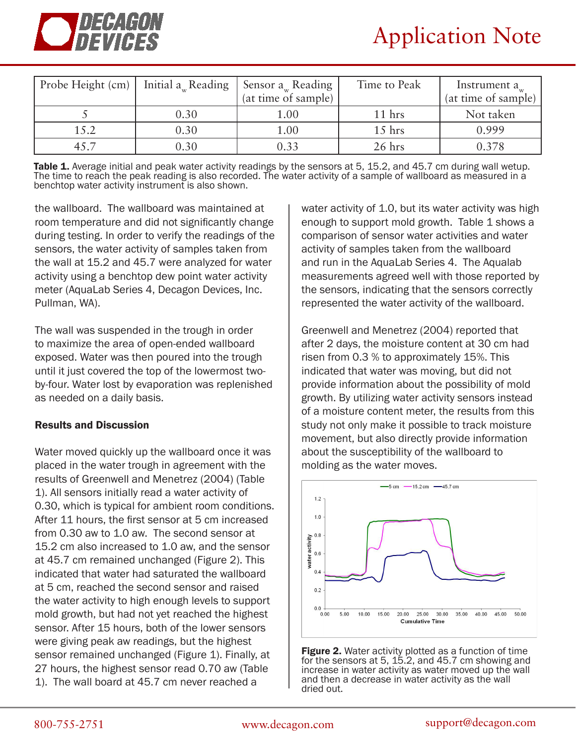| Probe Height (cm) | Initial $a_w$ Reading | Sensor $a_w$ Reading (at time of sample) | Time to Peak | Instrument $a_w$ (at time of sample) |
|---|---|---|---|---|
| 5 | 0.30 | 1.00 | 11 hrs | Not taken |
| 15.2 | 0.30 | 1.00 | 15 hrs | 0.999 |
| 45.7 | 0.30 | 0.33 | 26 hrs | 0.378 |

**Table 1.** Average initial and peak water activity readings by the sensors at 5, 15.2, and 45.7 cm during wall wetup. The time to reach the peak reading is also recorded. The water activity of a sample of wallboard as measured in a benchtop water activity instrument is also shown.

the wallboard. The wallboard was maintained at room temperature and did not significantly change during testing. In order to verify the readings of the sensors, the water activity of samples taken from the wall at 15.2 and 45.7 were analyzed for water activity using a benchtop dew point water activity meter (AquaLab Series 4, Decagon Devices, Inc. Pullman, WA).

The wall was suspended in the trough in order to maximize the area of open-ended wallboard exposed. Water was then poured into the trough until it just covered the top of the lowermost two-by-four. Water lost by evaporation was replenished as needed on a daily basis.

### Results and Discussion

Water moved quickly up the wallboard once it was placed in the water trough in agreement with the results of Greenwell and Menetrez (2004) (Table 1). All sensors initially read a water activity of 0.30, which is typical for ambient room conditions. After 11 hours, the first sensor at 5 cm increased from 0.30 aw to 1.0 aw. The second sensor at 15.2 cm also increased to 1.0 aw, and the sensor at 45.7 cm remained unchanged (Figure 2). This indicated that water had saturated the wallboard at 5 cm, reached the second sensor and raised the water activity to high enough levels to support mold growth, but had not yet reached the highest sensor. After 15 hours, both of the lower sensors were giving peak aw readings, but the highest sensor remained unchanged (Figure 1). Finally, at 27 hours, the highest sensor read 0.70 aw (Table 1). The wall board at 45.7 cm never reached a water activity of 1.0, but its water activity was high enough to support mold growth. Table 1 shows a comparison of sensor water activities and water activity of samples taken from the wallboard and run in the AquaLab Series 4. The Aqualab measurements agreed well with those reported by the sensors, indicating that the sensors correctly represented the water activity of the wallboard.

Greenwell and Menetrez (2004) reported that after 2 days, the moisture content at 30 cm had risen from 0.3 % to approximately 15%. This indicated that water was moving, but did not provide information about the possibility of mold growth. By utilizing water activity sensors instead of a moisture content meter, the results from this study not only make it possible to track moisture movement, but also directly provide information about the susceptibility of the wallboard to molding as the water moves.

**Figure 2.** Water activity plotted as a function of time for the sensors at 5, 15.2, and 45.7 cm showing and increase in water activity as water moved up the wall and then a decrease in water activity as the wall dried out.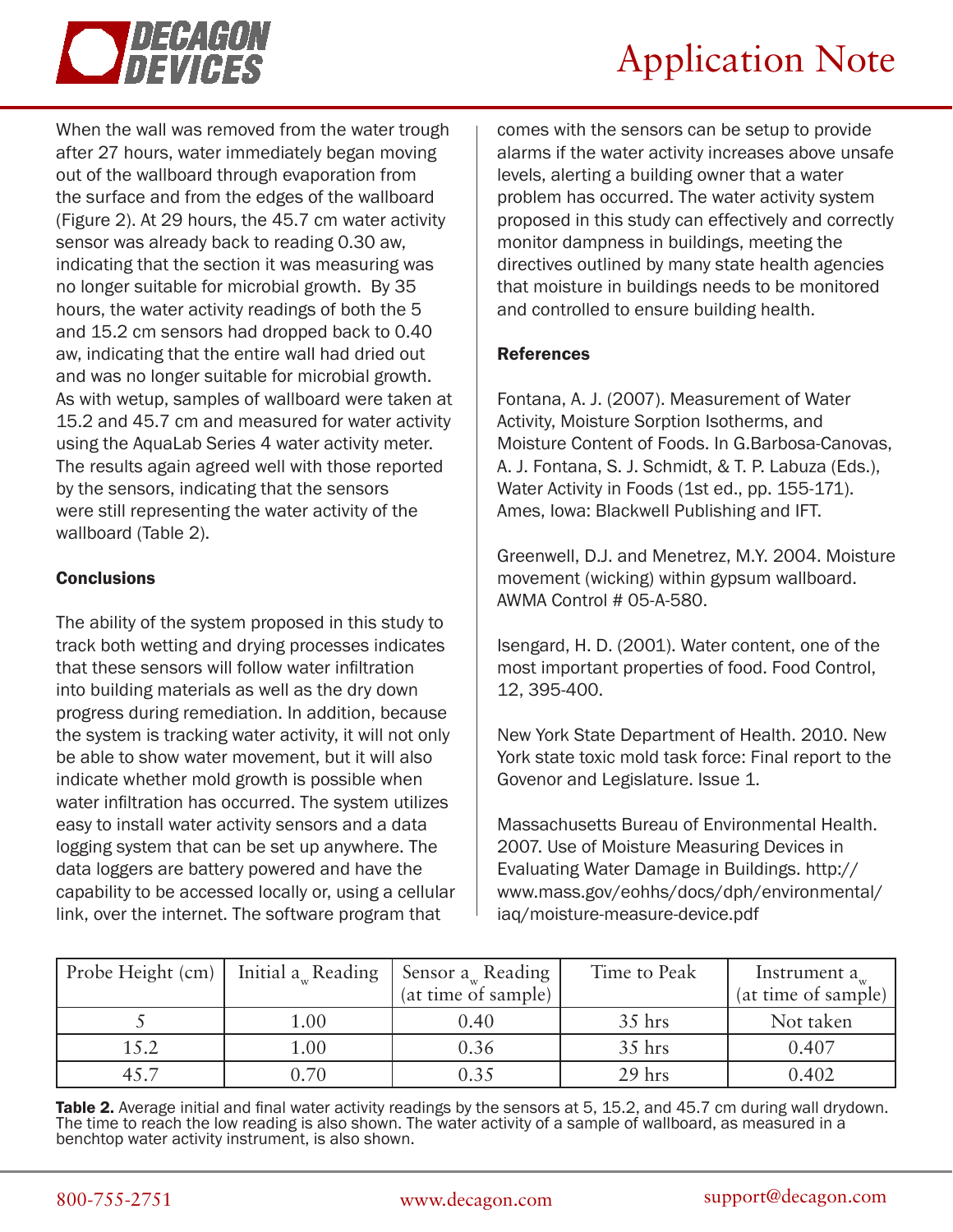When the wall was removed from the water trough after 27 hours, water immediately began moving out of the wallboard through evaporation from the surface and from the edges of the wallboard (Figure 2). At 29 hours, the 45.7 cm water activity sensor was already back to reading 0.30 aw, indicating that the section it was measuring was no longer suitable for microbial growth. By 35 hours, the water activity readings of both the 5 and 15.2 cm sensors had dropped back to 0.40 aw, indicating that the entire wall had dried out and was no longer suitable for microbial growth. As with wetup, samples of wallboard were taken at 15.2 and 45.7 cm and measured for water activity using the AquaLab Series 4 water activity meter. The results again agreed well with those reported by the sensors, indicating that the sensors were still representing the water activity of the wallboard (Table 2).

**Conclusions**

The ability of the system proposed in this study to track both wetting and drying processes indicates that these sensors will follow water infiltration into building materials as well as the dry down progress during remediation. In addition, because the system is tracking water activity, it will not only be able to show water movement, but it will also indicate whether mold growth is possible when water infiltration has occurred. The system utilizes easy to install water activity sensors and a data logging system that can be set up anywhere. The data loggers are battery powered and have the capability to be accessed locally or, using a cellular link, over the internet. The software program that comes with the sensors can be setup to provide alarms if the water activity increases above unsafe levels, alerting a building owner that a water problem has occurred. The water activity system proposed in this study can effectively and correctly monitor dampness in buildings, meeting the directives outlined by many state health agencies that moisture in buildings needs to be monitored and controlled to ensure building health.

**References**

Fontana, A. J. (2007). Measurement of Water Activity, Moisture Sorption Isotherms, and Moisture Content of Foods. In G.Barbosa-Canovas, A. J. Fontana, S. J. Schmidt, & T. P. Labuza (Eds.), Water Activity in Foods (1st ed., pp. 155-171). Ames, Iowa: Blackwell Publishing and IFT.

Greenwell, D.J. and Menetrez, M.Y. 2004. Moisture movement (wicking) within gypsum wallboard. AWMA Control # 05-A-580.

Isengard, H. D. (2001). Water content, one of the most important properties of food. Food Control, 12, 395-400.

New York State Department of Health. 2010. New York state toxic mold task force: Final report to the Govenor and Legislature. Issue 1.

Massachusetts Bureau of Environmental Health. 2007. Use of Moisture Measuring Devices in Evaluating Water Damage in Buildings. http://www.mass.gov/eohhs/docs/dph/environmental/iaq/moisture-measure-device.pdf

| Probe Height (cm) | Initial $a_w$ Reading | Sensor $a_w$ Reading (at time of sample) | Time to Peak | Instrument $a_w$ (at time of sample) |
|---|---|---|---|---|
| 5 | 1.00 | 0.40 | 35 hrs | Not taken |
| 15.2 | 1.00 | 0.36 | 35 hrs | 0.407 |
| 45.7 | 0.70 | 0.35 | 29 hrs | 0.402 |

**Table 2.** Average initial and final water activity readings by the sensors at 5, 15.2, and 45.7 cm during wall drydown. The time to reach the low reading is also shown. The water activity of a sample of wallboard, as measured in a benchtop water activity instrument, is also shown.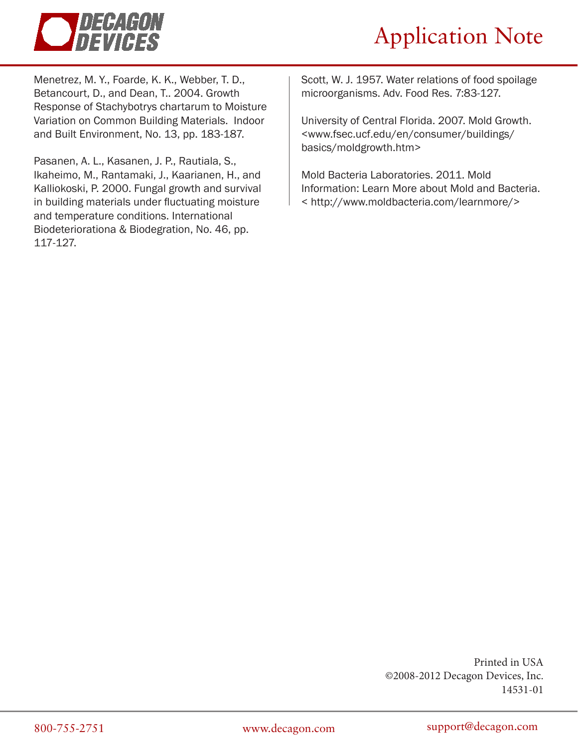Menetrez, M. Y., Foarde, K. K., Webber, T. D., Betancourt, D., and Dean, T.. 2004. Growth Response of Stachybotrys chartarum to Moisture Variation on Common Building Materials. Indoor and Built Environment, No. 13, pp. 183-187.

Pasanen, A. L., Kasanen, J. P., Rautiala, S., Ikaheimo, M., Rantamaki, J., Kaarianen, H., and Kalliokoski, P. 2000. Fungal growth and survival in building materials under fluctuating moisture and temperature conditions. International Biodeteriorationa & Biodegration, No. 46, pp. 117-127.

Scott, W. J. 1957. Water relations of food spoilage microorganisms. Adv. Food Res. 7:83-127.

University of Central Florida. 2007. Mold Growth. <www.fsec.ucf.edu/en/consumer/buildings/basics/moldgrowth.htm>

Mold Bacteria Laboratories. 2011. Mold Information: Learn More about Mold and Bacteria. < http://www.moldbacteria.com/learnmore/>

Printed in USA
©2008-2012 Decagon Devices, Inc.
14531-01